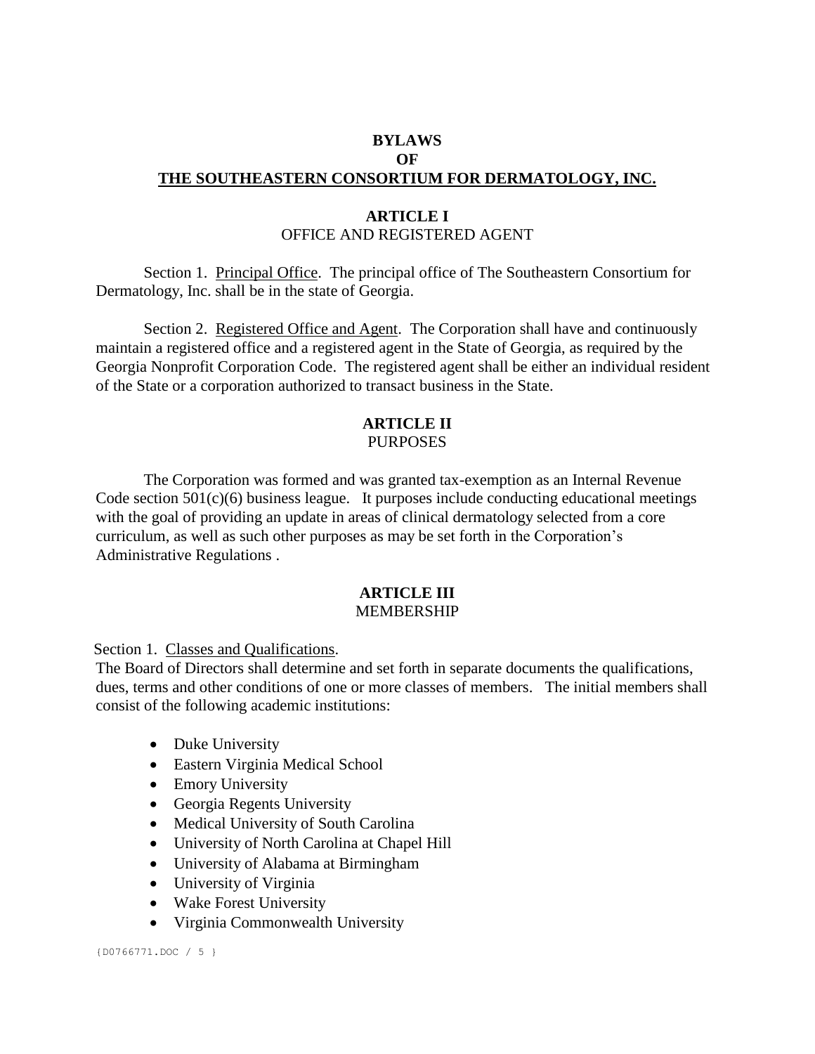# BYLAWS
# OF
# THE SOUTHEASTERN CONSORTIUM FOR DERMATOLOGY, INC.

## ARTICLE I
OFFICE AND REGISTERED AGENT

Section 1. Principal Office. The principal office of The Southeastern Consortium for Dermatology, Inc. shall be in the state of Georgia.

Section 2. Registered Office and Agent. The Corporation shall have and continuously maintain a registered office and a registered agent in the State of Georgia, as required by the Georgia Nonprofit Corporation Code. The registered agent shall be either an individual resident of the State or a corporation authorized to transact business in the State.

## ARTICLE II
PURPOSES

The Corporation was formed and was granted tax-exemption as an Internal Revenue Code section 501(c)(6) business league. It purposes include conducting educational meetings with the goal of providing an update in areas of clinical dermatology selected from a core curriculum, as well as such other purposes as may be set forth in the Corporation's Administrative Regulations .

## ARTICLE III
MEMBERSHIP

Section 1. Classes and Qualifications.
The Board of Directors shall determine and set forth in separate documents the qualifications, dues, terms and other conditions of one or more classes of members. The initial members shall consist of the following academic institutions:

- Duke University
- Eastern Virginia Medical School
- Emory University
- Georgia Regents University
- Medical University of South Carolina
- University of North Carolina at Chapel Hill
- University of Alabama at Birmingham
- University of Virginia
- Wake Forest University
- Virginia Commonwealth University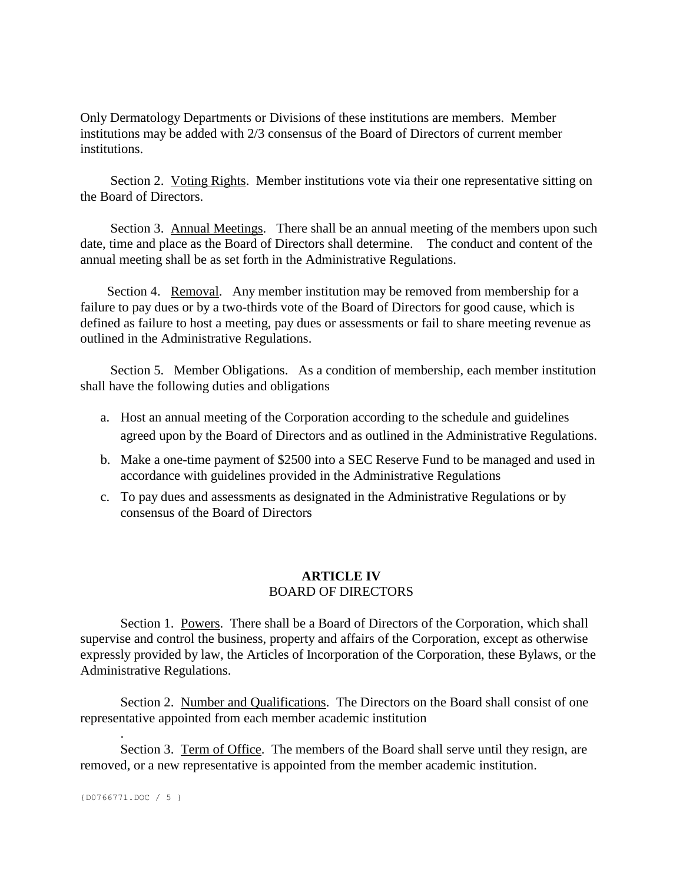Only Dermatology Departments or Divisions of these institutions are members. Member institutions may be added with 2/3 consensus of the Board of Directors of current member institutions.

Section 2. Voting Rights. Member institutions vote via their one representative sitting on the Board of Directors.

Section 3. Annual Meetings. There shall be an annual meeting of the members upon such date, time and place as the Board of Directors shall determine. The conduct and content of the annual meeting shall be as set forth in the Administrative Regulations.

Section 4. Removal. Any member institution may be removed from membership for a failure to pay dues or by a two-thirds vote of the Board of Directors for good cause, which is defined as failure to host a meeting, pay dues or assessments or fail to share meeting revenue as outlined in the Administrative Regulations.

Section 5. Member Obligations. As a condition of membership, each member institution shall have the following duties and obligations

a. Host an annual meeting of the Corporation according to the schedule and guidelines agreed upon by the Board of Directors and as outlined in the Administrative Regulations.
b. Make a one-time payment of $2500 into a SEC Reserve Fund to be managed and used in accordance with guidelines provided in the Administrative Regulations
c. To pay dues and assessments as designated in the Administrative Regulations or by consensus of the Board of Directors

## ARTICLE IV
BOARD OF DIRECTORS

Section 1. Powers. There shall be a Board of Directors of the Corporation, which shall supervise and control the business, property and affairs of the Corporation, except as otherwise expressly provided by law, the Articles of Incorporation of the Corporation, these Bylaws, or the Administrative Regulations.

Section 2. Number and Qualifications. The Directors on the Board shall consist of one representative appointed from each member academic institution

.

Section 3. Term of Office. The members of the Board shall serve until they resign, are removed, or a new representative is appointed from the member academic institution.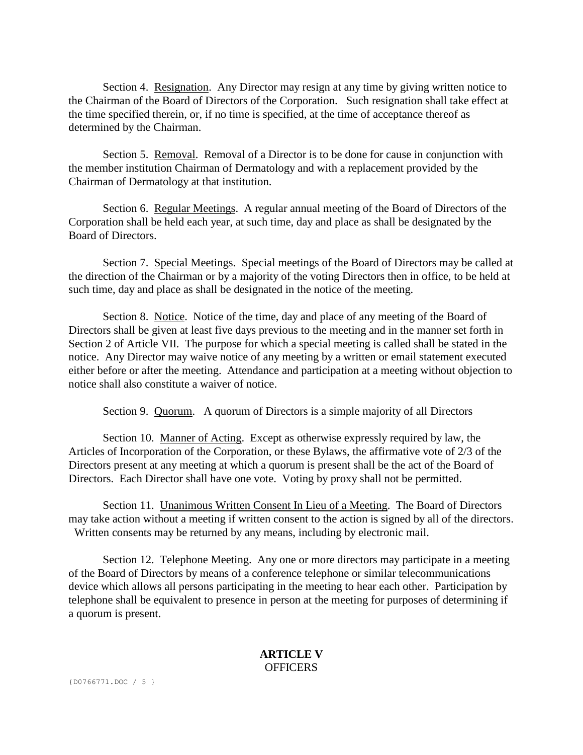Section 4. Resignation. Any Director may resign at any time by giving written notice to the Chairman of the Board of Directors of the Corporation. Such resignation shall take effect at the time specified therein, or, if no time is specified, at the time of acceptance thereof as determined by the Chairman.

Section 5. Removal. Removal of a Director is to be done for cause in conjunction with the member institution Chairman of Dermatology and with a replacement provided by the Chairman of Dermatology at that institution.

Section 6. Regular Meetings. A regular annual meeting of the Board of Directors of the Corporation shall be held each year, at such time, day and place as shall be designated by the Board of Directors.

Section 7. Special Meetings. Special meetings of the Board of Directors may be called at the direction of the Chairman or by a majority of the voting Directors then in office, to be held at such time, day and place as shall be designated in the notice of the meeting.

Section 8. Notice. Notice of the time, day and place of any meeting of the Board of Directors shall be given at least five days previous to the meeting and in the manner set forth in Section 2 of Article VII. The purpose for which a special meeting is called shall be stated in the notice. Any Director may waive notice of any meeting by a written or email statement executed either before or after the meeting. Attendance and participation at a meeting without objection to notice shall also constitute a waiver of notice.

Section 9. Quorum. A quorum of Directors is a simple majority of all Directors

Section 10. Manner of Acting. Except as otherwise expressly required by law, the Articles of Incorporation of the Corporation, or these Bylaws, the affirmative vote of 2/3 of the Directors present at any meeting at which a quorum is present shall be the act of the Board of Directors. Each Director shall have one vote. Voting by proxy shall not be permitted.

Section 11. Unanimous Written Consent In Lieu of a Meeting. The Board of Directors may take action without a meeting if written consent to the action is signed by all of the directors. Written consents may be returned by any means, including by electronic mail.

Section 12. Telephone Meeting. Any one or more directors may participate in a meeting of the Board of Directors by means of a conference telephone or similar telecommunications device which allows all persons participating in the meeting to hear each other. Participation by telephone shall be equivalent to presence in person at the meeting for purposes of determining if a quorum is present.

## ARTICLE V
## OFFICERS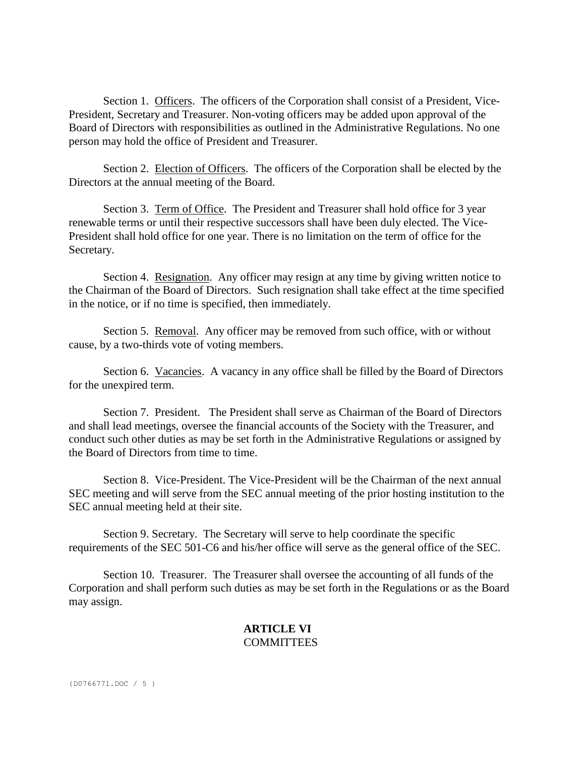Section 1. <u>Officers</u>. The officers of the Corporation shall consist of a President, Vice-President, Secretary and Treasurer. Non-voting officers may be added upon approval of the Board of Directors with responsibilities as outlined in the Administrative Regulations. No one person may hold the office of President and Treasurer.

Section 2. <u>Election of Officers</u>. The officers of the Corporation shall be elected by the Directors at the annual meeting of the Board.

Section 3. <u>Term of Office</u>. The President and Treasurer shall hold office for 3 year renewable terms or until their respective successors shall have been duly elected. The Vice-President shall hold office for one year. There is no limitation on the term of office for the Secretary.

Section 4. <u>Resignation</u>. Any officer may resign at any time by giving written notice to the Chairman of the Board of Directors. Such resignation shall take effect at the time specified in the notice, or if no time is specified, then immediately.

Section 5. <u>Removal</u>. Any officer may be removed from such office, with or without cause, by a two-thirds vote of voting members.

Section 6. <u>Vacancies</u>. A vacancy in any office shall be filled by the Board of Directors for the unexpired term.

Section 7. President. The President shall serve as Chairman of the Board of Directors and shall lead meetings, oversee the financial accounts of the Society with the Treasurer, and conduct such other duties as may be set forth in the Administrative Regulations or assigned by the Board of Directors from time to time.

Section 8. Vice-President. The Vice-President will be the Chairman of the next annual SEC meeting and will serve from the SEC annual meeting of the prior hosting institution to the SEC annual meeting held at their site.

Section 9. Secretary. The Secretary will serve to help coordinate the specific requirements of the SEC 501-C6 and his/her office will serve as the general office of the SEC.

Section 10. Treasurer. The Treasurer shall oversee the accounting of all funds of the Corporation and shall perform such duties as may be set forth in the Regulations or as the Board may assign.

## ARTICLE VI
## COMMITTEES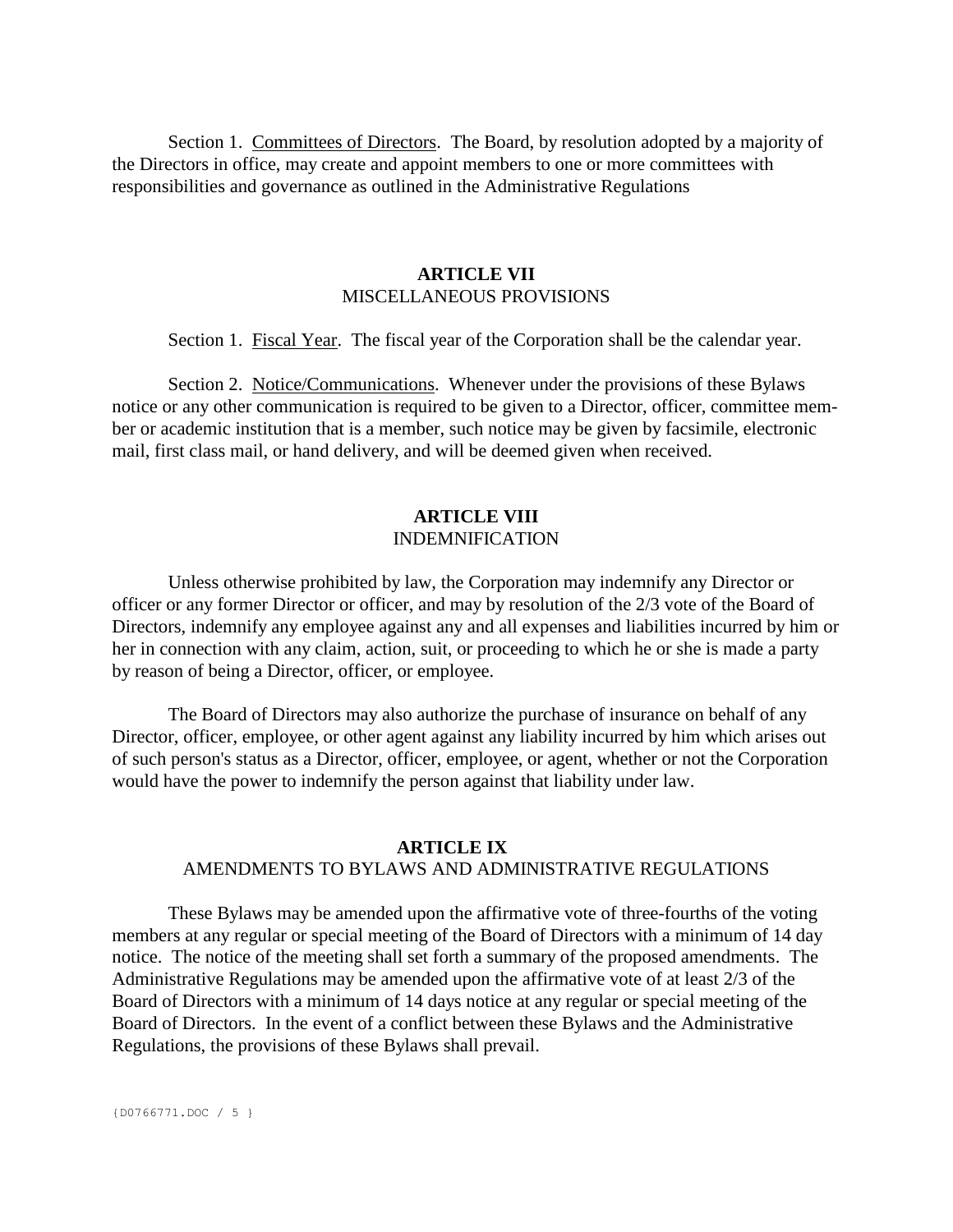Section 1. Committees of Directors. The Board, by resolution adopted by a majority of the Directors in office, may create and appoint members to one or more committees with responsibilities and governance as outlined in the Administrative Regulations

## ARTICLE VII
MISCELLANEOUS PROVISIONS

Section 1. Fiscal Year. The fiscal year of the Corporation shall be the calendar year.

Section 2. Notice/Communications. Whenever under the provisions of these Bylaws notice or any other communication is required to be given to a Director, officer, committee member or academic institution that is a member, such notice may be given by facsimile, electronic mail, first class mail, or hand delivery, and will be deemed given when received.

## ARTICLE VIII
INDEMNIFICATION

Unless otherwise prohibited by law, the Corporation may indemnify any Director or officer or any former Director or officer, and may by resolution of the 2/3 vote of the Board of Directors, indemnify any employee against any and all expenses and liabilities incurred by him or her in connection with any claim, action, suit, or proceeding to which he or she is made a party by reason of being a Director, officer, or employee.

The Board of Directors may also authorize the purchase of insurance on behalf of any Director, officer, employee, or other agent against any liability incurred by him which arises out of such person's status as a Director, officer, employee, or agent, whether or not the Corporation would have the power to indemnify the person against that liability under law.

## ARTICLE IX
AMENDMENTS TO BYLAWS AND ADMINISTRATIVE REGULATIONS

These Bylaws may be amended upon the affirmative vote of three-fourths of the voting members at any regular or special meeting of the Board of Directors with a minimum of 14 day notice. The notice of the meeting shall set forth a summary of the proposed amendments. The Administrative Regulations may be amended upon the affirmative vote of at least 2/3 of the Board of Directors with a minimum of 14 days notice at any regular or special meeting of the Board of Directors. In the event of a conflict between these Bylaws and the Administrative Regulations, the provisions of these Bylaws shall prevail.